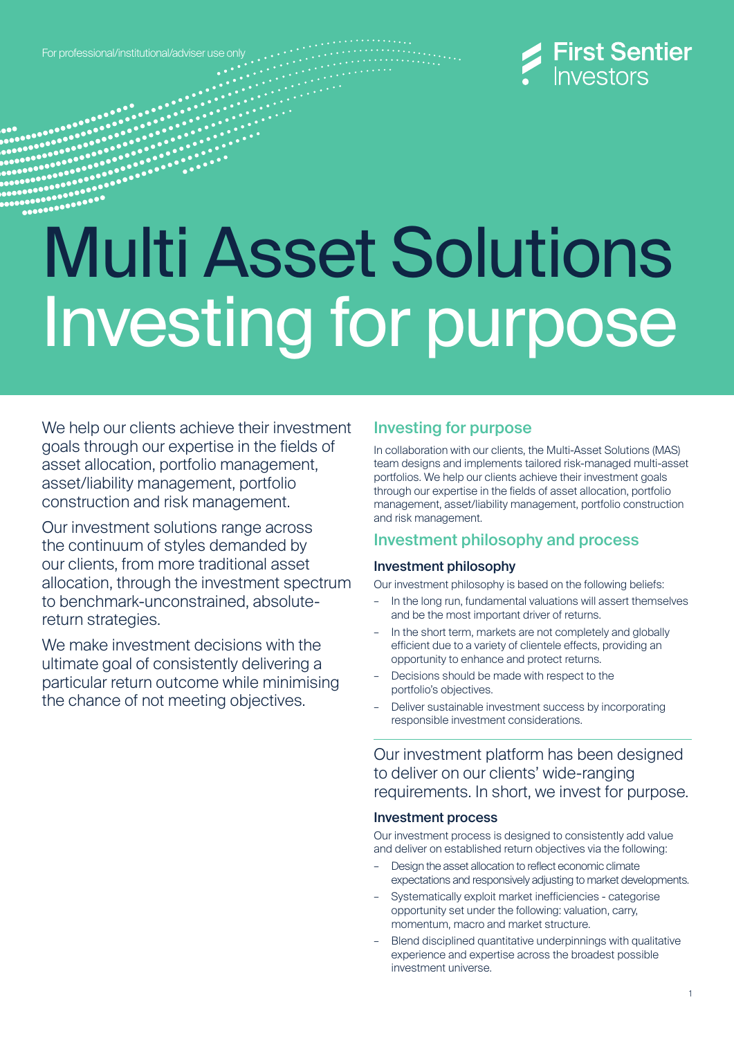For professional/institutional/adviser use only

First Sentier Investors

# Multi Asset Solutions Investing for purpose

We help our clients achieve their investment goals through our expertise in the fields of asset allocation, portfolio management, asset/liability management, portfolio construction and risk management.

Our investment solutions range across the continuum of styles demanded by our clients, from more traditional asset allocation, through the investment spectrum to benchmark-unconstrained, absolute-return strategies.

We make investment decisions with the ultimate goal of consistently delivering a particular return outcome while minimising the chance of not meeting objectives.

## Investing for purpose

In collaboration with our clients, the Multi-Asset Solutions (MAS) team designs and implements tailored risk-managed multi-asset portfolios. We help our clients achieve their investment goals through our expertise in the fields of asset allocation, portfolio management, asset/liability management, portfolio construction and risk management.

## Investment philosophy and process

### Investment philosophy

Our investment philosophy is based on the following beliefs:

- In the long run, fundamental valuations will assert themselves and be the most important driver of returns.
- In the short term, markets are not completely and globally efficient due to a variety of clientele effects, providing an opportunity to enhance and protect returns.
- Decisions should be made with respect to the portfolio's objectives.
- Deliver sustainable investment success by incorporating responsible investment considerations.

Our investment platform has been designed to deliver on our clients' wide-ranging requirements. In short, we invest for purpose.

### Investment process

Our investment process is designed to consistently add value and deliver on established return objectives via the following:

- Design the asset allocation to reflect economic climate expectations and responsively adjusting to market developments.
- Systematically exploit market inefficiencies - categorise opportunity set under the following: valuation, carry, momentum, macro and market structure.
- Blend disciplined quantitative underpinnings with qualitative experience and expertise across the broadest possible investment universe.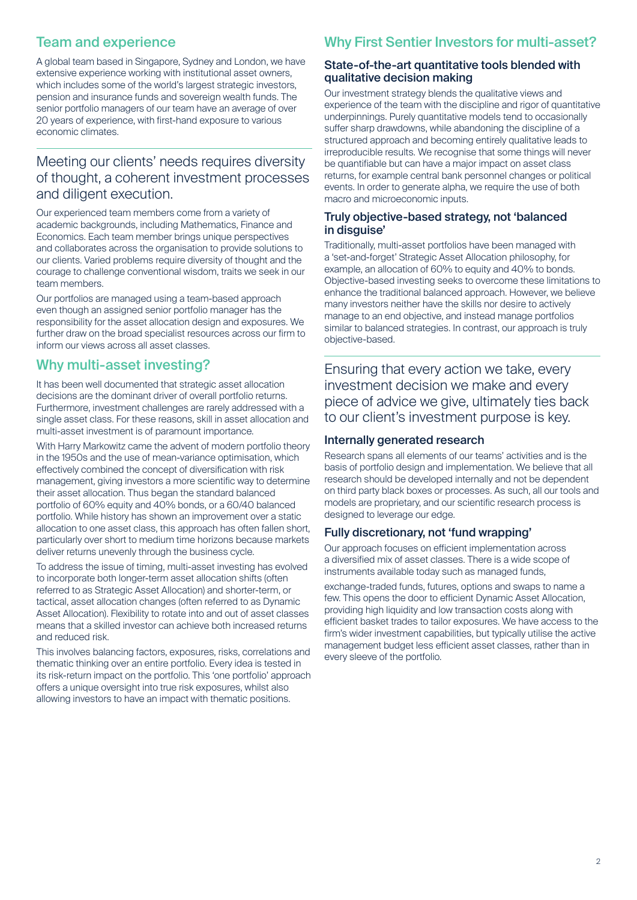## Team and experience

A global team based in Singapore, Sydney and London, we have extensive experience working with institutional asset owners, which includes some of the world's largest strategic investors, pension and insurance funds and sovereign wealth funds. The senior portfolio managers of our team have an average of over 20 years of experience, with first-hand exposure to various economic climates.

### Meeting our clients' needs requires diversity of thought, a coherent investment processes and diligent execution.

Our experienced team members come from a variety of academic backgrounds, including Mathematics, Finance and Economics. Each team member brings unique perspectives and collaborates across the organisation to provide solutions to our clients. Varied problems require diversity of thought and the courage to challenge conventional wisdom, traits we seek in our team members.

Our portfolios are managed using a team-based approach even though an assigned senior portfolio manager has the responsibility for the asset allocation design and exposures. We further draw on the broad specialist resources across our firm to inform our views across all asset classes.

## Why multi-asset investing?

It has been well documented that strategic asset allocation decisions are the dominant driver of overall portfolio returns. Furthermore, investment challenges are rarely addressed with a single asset class. For these reasons, skill in asset allocation and multi-asset investment is of paramount importance.

With Harry Markowitz came the advent of modern portfolio theory in the 1950s and the use of mean-variance optimisation, which effectively combined the concept of diversification with risk management, giving investors a more scientific way to determine their asset allocation. Thus began the standard balanced portfolio of 60% equity and 40% bonds, or a 60/40 balanced portfolio. While history has shown an improvement over a static allocation to one asset class, this approach has often fallen short, particularly over short to medium time horizons because markets deliver returns unevenly through the business cycle.

To address the issue of timing, multi-asset investing has evolved to incorporate both longer-term asset allocation shifts (often referred to as Strategic Asset Allocation) and shorter-term, or tactical, asset allocation changes (often referred to as Dynamic Asset Allocation). Flexibility to rotate into and out of asset classes means that a skilled investor can achieve both increased returns and reduced risk.

This involves balancing factors, exposures, risks, correlations and thematic thinking over an entire portfolio. Every idea is tested in its risk-return impact on the portfolio. This 'one portfolio' approach offers a unique oversight into true risk exposures, whilst also allowing investors to have an impact with thematic positions.

## Why First Sentier Investors for multi-asset?

### State-of-the-art quantitative tools blended with qualitative decision making

Our investment strategy blends the qualitative views and experience of the team with the discipline and rigor of quantitative underpinnings. Purely quantitative models tend to occasionally suffer sharp drawdowns, while abandoning the discipline of a structured approach and becoming entirely qualitative leads to irreproducible results. We recognise that some things will never be quantifiable but can have a major impact on asset class returns, for example central bank personnel changes or political events. In order to generate alpha, we require the use of both macro and microeconomic inputs.

### Truly objective-based strategy, not 'balanced in disguise'

Traditionally, multi-asset portfolios have been managed with a 'set-and-forget' Strategic Asset Allocation philosophy, for example, an allocation of 60% to equity and 40% to bonds. Objective-based investing seeks to overcome these limitations to enhance the traditional balanced approach. However, we believe many investors neither have the skills nor desire to actively manage to an end objective, and instead manage portfolios similar to balanced strategies. In contrast, our approach is truly objective-based.

### Ensuring that every action we take, every investment decision we make and every piece of advice we give, ultimately ties back to our client's investment purpose is key.

### Internally generated research

Research spans all elements of our teams' activities and is the basis of portfolio design and implementation. We believe that all research should be developed internally and not be dependent on third party black boxes or processes. As such, all our tools and models are proprietary, and our scientific research process is designed to leverage our edge.

### Fully discretionary, not 'fund wrapping'

Our approach focuses on efficient implementation across a diversified mix of asset classes. There is a wide scope of instruments available today such as managed funds, exchange-traded funds, futures, options and swaps to name a few. This opens the door to efficient Dynamic Asset Allocation, providing high liquidity and low transaction costs along with efficient basket trades to tailor exposures. We have access to the firm's wider investment capabilities, but typically utilise the active management budget less efficient asset classes, rather than in every sleeve of the portfolio.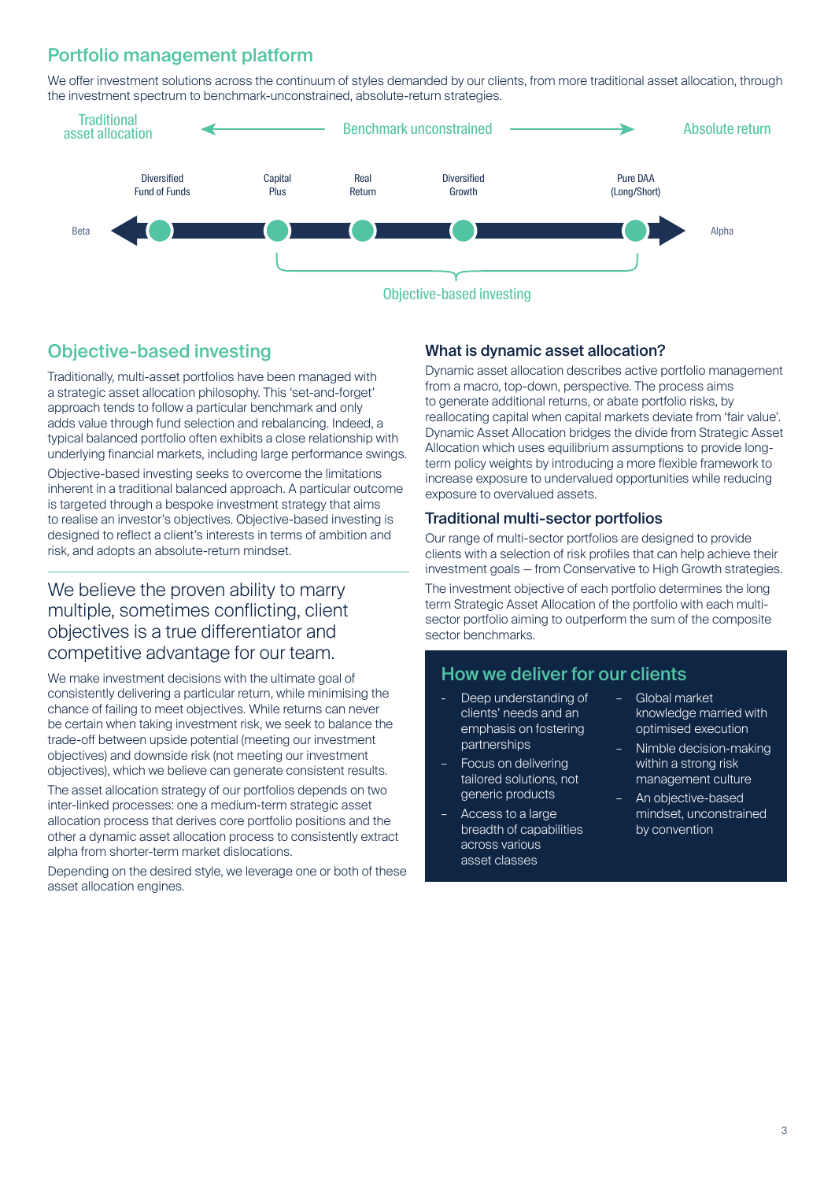## Portfolio management platform

We offer investment solutions across the continuum of styles demanded by our clients, from more traditional asset allocation, through the investment spectrum to benchmark-unconstrained, absolute-return strategies.

Traditional asset allocation ← Benchmark unconstrained → Absolute return

Beta — Diversified Fund of Funds — Capital Plus — Real Return — Diversified Growth — Pure DAA (Long/Short) — Alpha

Objective-based investing

## Objective-based investing

Traditionally, multi-asset portfolios have been managed with a strategic asset allocation philosophy. This 'set-and-forget' approach tends to follow a particular benchmark and only adds value through fund selection and rebalancing. Indeed, a typical balanced portfolio often exhibits a close relationship with underlying financial markets, including large performance swings.

Objective-based investing seeks to overcome the limitations inherent in a traditional balanced approach. A particular outcome is targeted through a bespoke investment strategy that aims to realise an investor's objectives. Objective-based investing is designed to reflect a client's interests in terms of ambition and risk, and adopts an absolute-return mindset.

> We believe the proven ability to marry multiple, sometimes conflicting, client objectives is a true differentiator and competitive advantage for our team.

We make investment decisions with the ultimate goal of consistently delivering a particular return, while minimising the chance of failing to meet objectives. While returns can never be certain when taking investment risk, we seek to balance the trade-off between upside potential (meeting our investment objectives) and downside risk (not meeting our investment objectives), which we believe can generate consistent results.

The asset allocation strategy of our portfolios depends on two inter-linked processes: one a medium-term strategic asset allocation process that derives core portfolio positions and the other a dynamic asset allocation process to consistently extract alpha from shorter-term market dislocations.

Depending on the desired style, we leverage one or both of these asset allocation engines.

### What is dynamic asset allocation?

Dynamic asset allocation describes active portfolio management from a macro, top-down, perspective. The process aims to generate additional returns, or abate portfolio risks, by reallocating capital when capital markets deviate from 'fair value'. Dynamic Asset Allocation bridges the divide from Strategic Asset Allocation which uses equilibrium assumptions to provide long-term policy weights by introducing a more flexible framework to increase exposure to undervalued opportunities while reducing exposure to overvalued assets.

### Traditional multi-sector portfolios

Our range of multi-sector portfolios are designed to provide clients with a selection of risk profiles that can help achieve their investment goals – from Conservative to High Growth strategies.

The investment objective of each portfolio determines the long term Strategic Asset Allocation of the portfolio with each multi-sector portfolio aiming to outperform the sum of the composite sector benchmarks.

### How we deliver for our clients

- Deep understanding of clients' needs and an emphasis on fostering partnerships
- Focus on delivering tailored solutions, not generic products
- Access to a large breadth of capabilities across various asset classes
- Global market knowledge married with optimised execution
- Nimble decision-making within a strong risk management culture
- An objective-based mindset, unconstrained by convention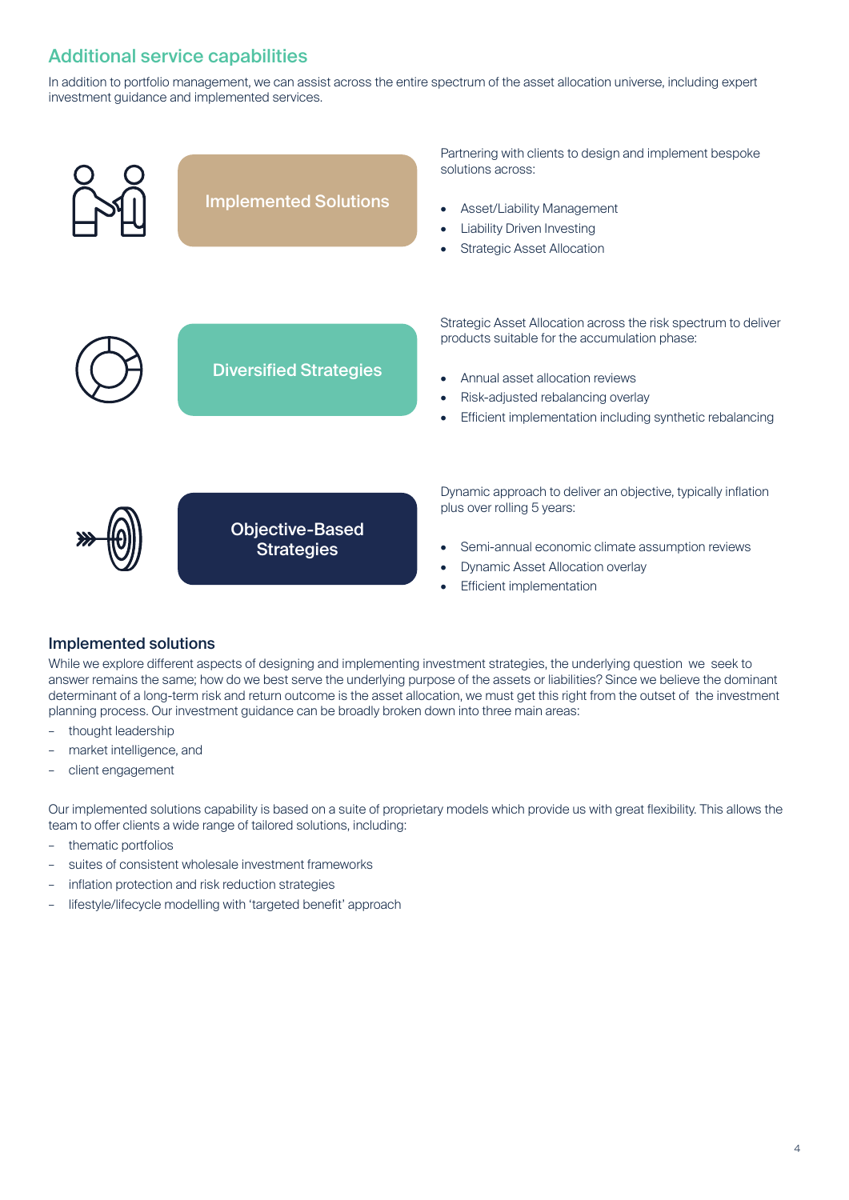## Additional service capabilities

In addition to portfolio management, we can assist across the entire spectrum of the asset allocation universe, including expert investment guidance and implemented services.

### Implemented Solutions

Partnering with clients to design and implement bespoke solutions across:

- Asset/Liability Management
- Liability Driven Investing
- Strategic Asset Allocation

### Diversified Strategies

Strategic Asset Allocation across the risk spectrum to deliver products suitable for the accumulation phase:

- Annual asset allocation reviews
- Risk-adjusted rebalancing overlay
- Efficient implementation including synthetic rebalancing

### Objective-Based Strategies

Dynamic approach to deliver an objective, typically inflation plus over rolling 5 years:

- Semi-annual economic climate assumption reviews
- Dynamic Asset Allocation overlay
- Efficient implementation

### Implemented solutions

While we explore different aspects of designing and implementing investment strategies, the underlying question we seek to answer remains the same; how do we best serve the underlying purpose of the assets or liabilities? Since we believe the dominant determinant of a long-term risk and return outcome is the asset allocation, we must get this right from the outset of the investment planning process. Our investment guidance can be broadly broken down into three main areas:

- thought leadership
- market intelligence, and
- client engagement

Our implemented solutions capability is based on a suite of proprietary models which provide us with great flexibility. This allows the team to offer clients a wide range of tailored solutions, including:

- thematic portfolios
- suites of consistent wholesale investment frameworks
- inflation protection and risk reduction strategies
- lifestyle/lifecycle modelling with 'targeted benefit' approach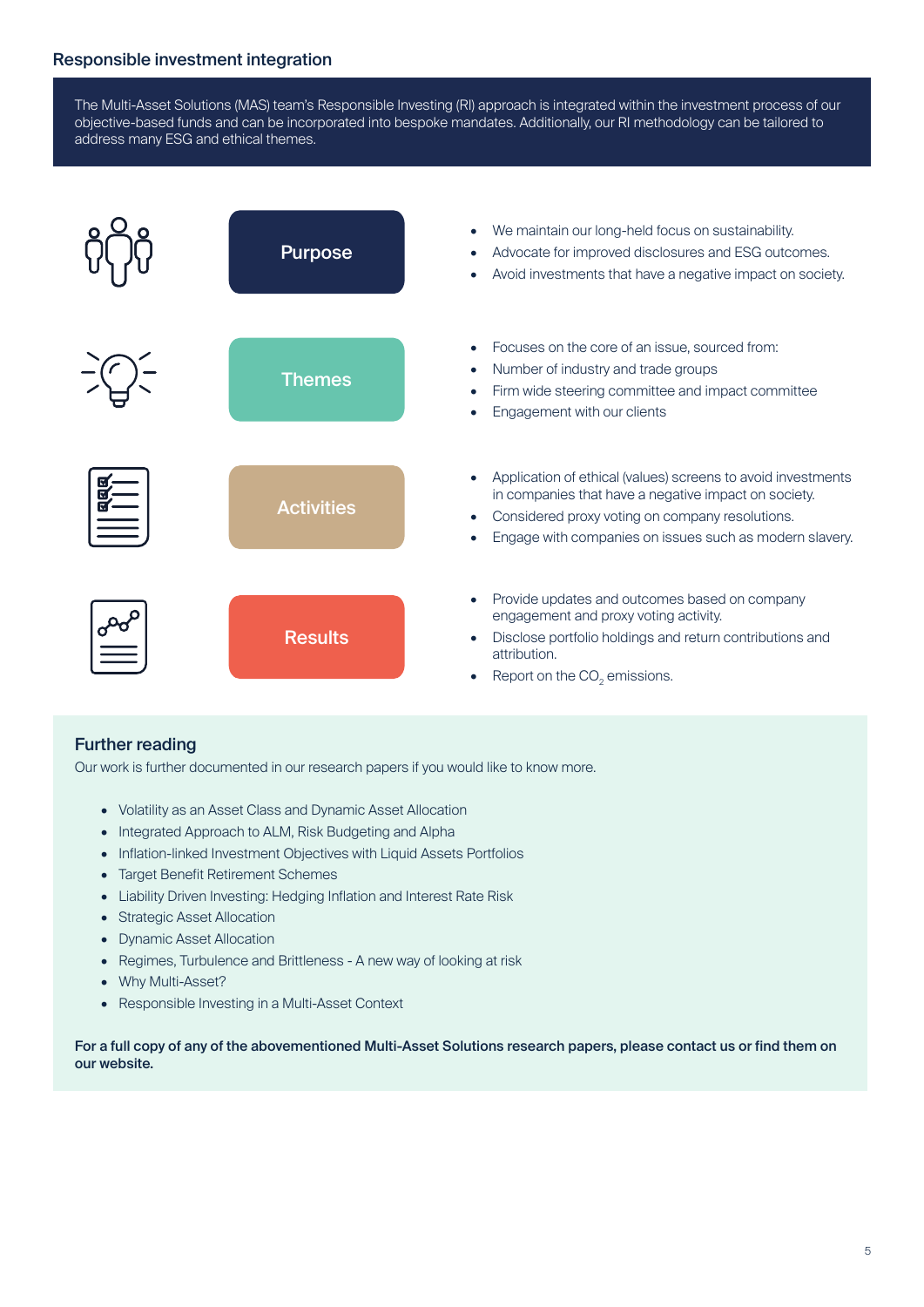## Responsible investment integration

The Multi-Asset Solutions (MAS) team's Responsible Investing (RI) approach is integrated within the investment process of our objective-based funds and can be incorporated into bespoke mandates. Additionally, our RI methodology can be tailored to address many ESG and ethical themes.

**Purpose**

- We maintain our long-held focus on sustainability.
- Advocate for improved disclosures and ESG outcomes.
- Avoid investments that have a negative impact on society.

**Themes**

- Focuses on the core of an issue, sourced from:
- Number of industry and trade groups
- Firm wide steering committee and impact committee
- Engagement with our clients

**Activities**

- Application of ethical (values) screens to avoid investments in companies that have a negative impact on society.
- Considered proxy voting on company resolutions.
- Engage with companies on issues such as modern slavery.

**Results**

- Provide updates and outcomes based on company engagement and proxy voting activity.
- Disclose portfolio holdings and return contributions and attribution.
- Report on the $CO_2$ emissions.

### Further reading

Our work is further documented in our research papers if you would like to know more.

- Volatility as an Asset Class and Dynamic Asset Allocation
- Integrated Approach to ALM, Risk Budgeting and Alpha
- Inflation-linked Investment Objectives with Liquid Assets Portfolios
- Target Benefit Retirement Schemes
- Liability Driven Investing: Hedging Inflation and Interest Rate Risk
- Strategic Asset Allocation
- Dynamic Asset Allocation
- Regimes, Turbulence and Brittleness - A new way of looking at risk
- Why Multi-Asset?
- Responsible Investing in a Multi-Asset Context

**For a full copy of any of the abovementioned Multi-Asset Solutions research papers, please contact us or find them on our website.**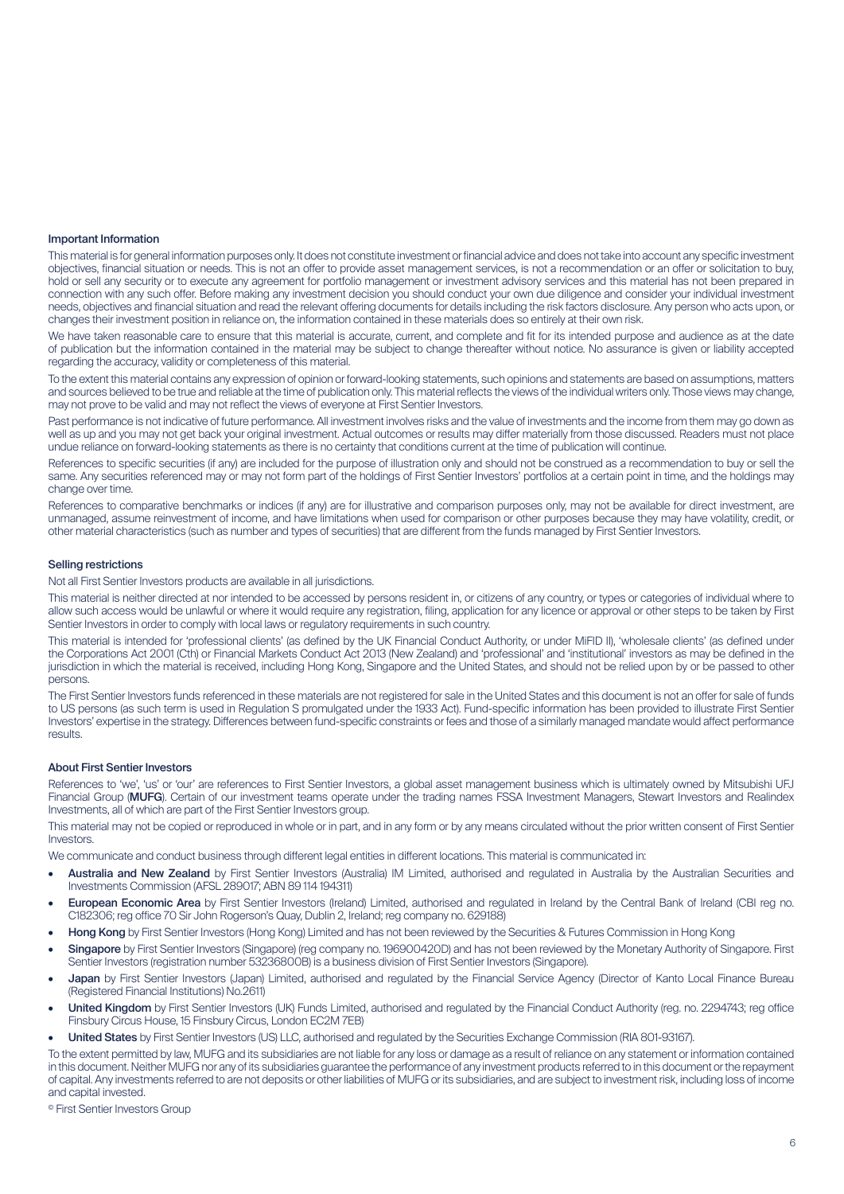## Important Information

This material is for general information purposes only. It does not constitute investment or financial advice and does not take into account any specific investment objectives, financial situation or needs. This is not an offer to provide asset management services, is not a recommendation or an offer or solicitation to buy, hold or sell any security or to execute any agreement for portfolio management or investment advisory services and this material has not been prepared in connection with any such offer. Before making any investment decision you should conduct your own due diligence and consider your individual investment needs, objectives and financial situation and read the relevant offering documents for details including the risk factors disclosure. Any person who acts upon, or changes their investment position in reliance on, the information contained in these materials does so entirely at their own risk.

We have taken reasonable care to ensure that this material is accurate, current, and complete and fit for its intended purpose and audience as at the date of publication but the information contained in the material may be subject to change thereafter without notice. No assurance is given or liability accepted regarding the accuracy, validity or completeness of this material.

To the extent this material contains any expression of opinion or forward-looking statements, such opinions and statements are based on assumptions, matters and sources believed to be true and reliable at the time of publication only. This material reflects the views of the individual writers only. Those views may change, may not prove to be valid and may not reflect the views of everyone at First Sentier Investors.

Past performance is not indicative of future performance. All investment involves risks and the value of investments and the income from them may go down as well as up and you may not get back your original investment. Actual outcomes or results may differ materially from those discussed. Readers must not place undue reliance on forward-looking statements as there is no certainty that conditions current at the time of publication will continue.

References to specific securities (if any) are included for the purpose of illustration only and should not be construed as a recommendation to buy or sell the same. Any securities referenced may or may not form part of the holdings of First Sentier Investors' portfolios at a certain point in time, and the holdings may change over time.

References to comparative benchmarks or indices (if any) are for illustrative and comparison purposes only, may not be available for direct investment, are unmanaged, assume reinvestment of income, and have limitations when used for comparison or other purposes because they may have volatility, credit, or other material characteristics (such as number and types of securities) that are different from the funds managed by First Sentier Investors.

## Selling restrictions

Not all First Sentier Investors products are available in all jurisdictions.

This material is neither directed at nor intended to be accessed by persons resident in, or citizens of any country, or types or categories of individual where to allow such access would be unlawful or where it would require any registration, filing, application for any licence or approval or other steps to be taken by First Sentier Investors in order to comply with local laws or regulatory requirements in such country.

This material is intended for 'professional clients' (as defined by the UK Financial Conduct Authority, or under MiFID II), 'wholesale clients' (as defined under the Corporations Act 2001 (Cth) or Financial Markets Conduct Act 2013 (New Zealand) and 'professional' and 'institutional' investors as may be defined in the jurisdiction in which the material is received, including Hong Kong, Singapore and the United States, and should not be relied upon by or be passed to other persons.

The First Sentier Investors funds referenced in these materials are not registered for sale in the United States and this document is not an offer for sale of funds to US persons (as such term is used in Regulation S promulgated under the 1933 Act). Fund-specific information has been provided to illustrate First Sentier Investors' expertise in the strategy. Differences between fund-specific constraints or fees and those of a similarly managed mandate would affect performance results.

## About First Sentier Investors

References to 'we', 'us' or 'our' are references to First Sentier Investors, a global asset management business which is ultimately owned by Mitsubishi UFJ Financial Group (**MUFG**). Certain of our investment teams operate under the trading names FSSA Investment Managers, Stewart Investors and Realindex Investments, all of which are part of the First Sentier Investors group.

This material may not be copied or reproduced in whole or in part, and in any form or by any means circulated without the prior written consent of First Sentier Investors.

We communicate and conduct business through different legal entities in different locations. This material is communicated in:

- **Australia and New Zealand** by First Sentier Investors (Australia) IM Limited, authorised and regulated in Australia by the Australian Securities and Investments Commission (AFSL 289017; ABN 89 114 194311)
- **European Economic Area** by First Sentier Investors (Ireland) Limited, authorised and regulated in Ireland by the Central Bank of Ireland (CBI reg no. C182306; reg office 70 Sir John Rogerson's Quay, Dublin 2, Ireland; reg company no. 629188)
- **Hong Kong** by First Sentier Investors (Hong Kong) Limited and has not been reviewed by the Securities & Futures Commission in Hong Kong
- **Singapore** by First Sentier Investors (Singapore) (reg company no. 196900420D) and has not been reviewed by the Monetary Authority of Singapore. First Sentier Investors (registration number 53236800B) is a business division of First Sentier Investors (Singapore).
- **Japan** by First Sentier Investors (Japan) Limited, authorised and regulated by the Financial Service Agency (Director of Kanto Local Finance Bureau (Registered Financial Institutions) No.2611)
- **United Kingdom** by First Sentier Investors (UK) Funds Limited, authorised and regulated by the Financial Conduct Authority (reg. no. 2294743; reg office Finsbury Circus House, 15 Finsbury Circus, London EC2M 7EB)
- **United States** by First Sentier Investors (US) LLC, authorised and regulated by the Securities Exchange Commission (RIA 801-93167).

To the extent permitted by law, MUFG and its subsidiaries are not liable for any loss or damage as a result of reliance on any statement or information contained in this document. Neither MUFG nor any of its subsidiaries guarantee the performance of any investment products referred to in this document or the repayment of capital. Any investments referred to are not deposits or other liabilities of MUFG or its subsidiaries, and are subject to investment risk, including loss of income and capital invested.

© First Sentier Investors Group